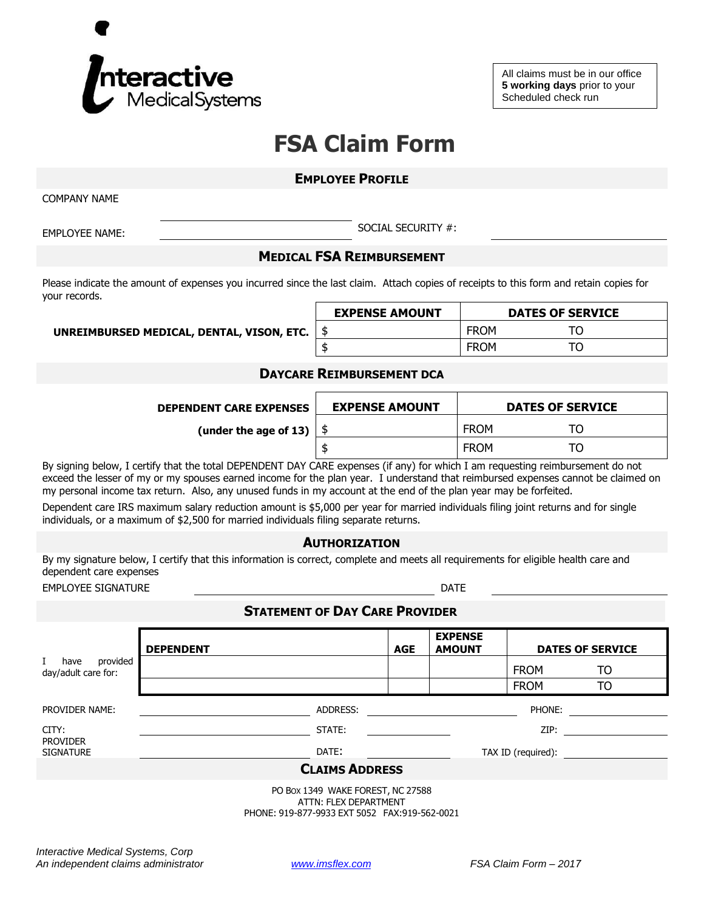Interactive MedicalSystems

All claims must be in our office **5 working days** prior to your Scheduled check run

# FSA Claim Form

## Employee Profile

COMPANY NAME

EMPLOYEE NAME: ______________________ SOCIAL SECURITY #: ______________________

## Medical FSA Reimbursement

Please indicate the amount of expenses you incurred since the last claim. Attach copies of receipts to this form and retain copies for your records.

| | EXPENSE AMOUNT | DATES OF SERVICE | |
|---|---|---|---|
| **UNREIMBURSED MEDICAL, DENTAL, VISON, ETC.** | $ | FROM | TO |
| | $ | FROM | TO |

## Daycare Reimbursement DCA

| **DEPENDENT CARE EXPENSES** | EXPENSE AMOUNT | DATES OF SERVICE | |
|---|---|---|---|
| **(under the age of 13)** | $ | FROM | TO |
| | $ | FROM | TO |

By signing below, I certify that the total DEPENDENT DAY CARE expenses (if any) for which I am requesting reimbursement do not exceed the lesser of my or my spouses earned income for the plan year. I understand that reimbursed expenses cannot be claimed on my personal income tax return. Also, any unused funds in my account at the end of the plan year may be forfeited.

Dependent care IRS maximum salary reduction amount is $5,000 per year for married individuals filing joint returns and for single individuals, or a maximum of $2,500 for married individuals filing separate returns.

## Authorization

By my signature below, I certify that this information is correct, complete and meets all requirements for eligible health care and dependent care expenses

EMPLOYEE SIGNATURE ______________________ DATE ______________________

## Statement of Day Care Provider

| I have provided day/adult care for: | DEPENDENT | AGE | EXPENSE AMOUNT | DATES OF SERVICE | |
|---|---|---|---|---|---|
| | | | | FROM | TO |
| | | | | FROM | TO |

PROVIDER NAME: ______________________ ADDRESS: ______________________ PHONE: ______________________

CITY: ______________________ STATE: ______________________ ZIP: ______________________

PROVIDER SIGNATURE ______________________ DATE: ______________________ TAX ID (required): ______________________

## Claims Address

PO Box 1349 WAKE FOREST, NC 27588
ATTN: FLEX DEPARTMENT
PHONE: 919-877-9933 EXT 5052 FAX:919-562-0021

*Interactive Medical Systems, Corp*
*An independent claims administrator*

[www.imsflex.com](http://www.imsflex.com)

*FSA Claim Form – 2017*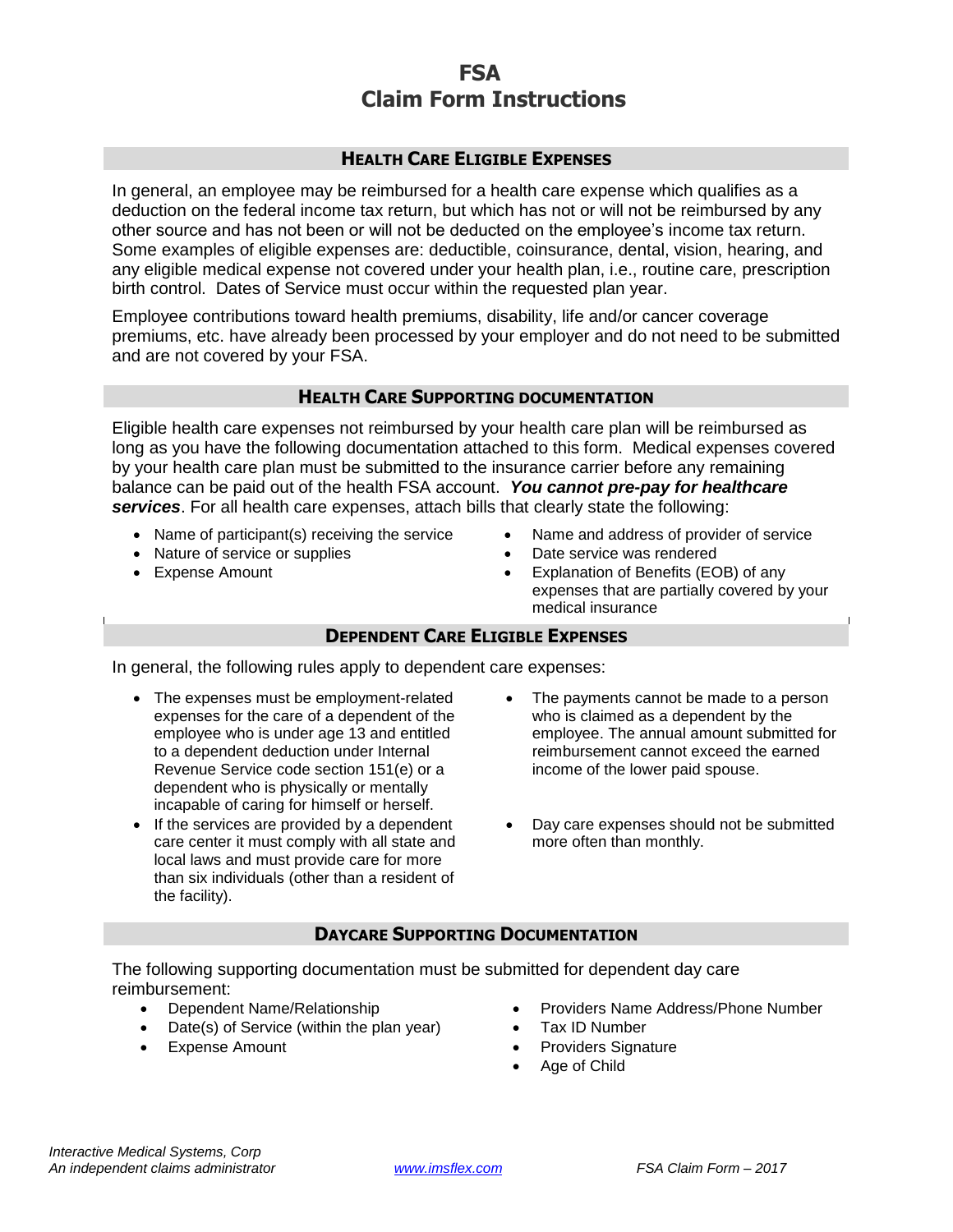# FSA
# Claim Form Instructions

## Health Care Eligible Expenses

In general, an employee may be reimbursed for a health care expense which qualifies as a deduction on the federal income tax return, but which has not or will not be reimbursed by any other source and has not been or will not be deducted on the employee's income tax return. Some examples of eligible expenses are: deductible, coinsurance, dental, vision, hearing, and any eligible medical expense not covered under your health plan, i.e., routine care, prescription birth control. Dates of Service must occur within the requested plan year.

Employee contributions toward health premiums, disability, life and/or cancer coverage premiums, etc. have already been processed by your employer and do not need to be submitted and are not covered by your FSA.

## Health Care Supporting documentation

Eligible health care expenses not reimbursed by your health care plan will be reimbursed as long as you have the following documentation attached to this form. Medical expenses covered by your health care plan must be submitted to the insurance carrier before any remaining balance can be paid out of the health FSA account. ***You cannot pre-pay for healthcare services***. For all health care expenses, attach bills that clearly state the following:

- Name of participant(s) receiving the service
- Nature of service or supplies
- Expense Amount
- Name and address of provider of service
- Date service was rendered
- Explanation of Benefits (EOB) of any expenses that are partially covered by your medical insurance

## Dependent Care Eligible Expenses

In general, the following rules apply to dependent care expenses:

- The expenses must be employment-related expenses for the care of a dependent of the employee who is under age 13 and entitled to a dependent deduction under Internal Revenue Service code section 151(e) or a dependent who is physically or mentally incapable of caring for himself or herself.
- If the services are provided by a dependent care center it must comply with all state and local laws and must provide care for more than six individuals (other than a resident of the facility).
- The payments cannot be made to a person who is claimed as a dependent by the employee. The annual amount submitted for reimbursement cannot exceed the earned income of the lower paid spouse.
- Day care expenses should not be submitted more often than monthly.

## Daycare Supporting Documentation

The following supporting documentation must be submitted for dependent day care reimbursement:

- Dependent Name/Relationship
- Date(s) of Service (within the plan year)
- Expense Amount
- Providers Name Address/Phone Number
- Tax ID Number
- Providers Signature
- Age of Child

*Interactive Medical Systems, Corp*
*An independent claims administrator*
www.imsflex.com
*FSA Claim Form – 2017*